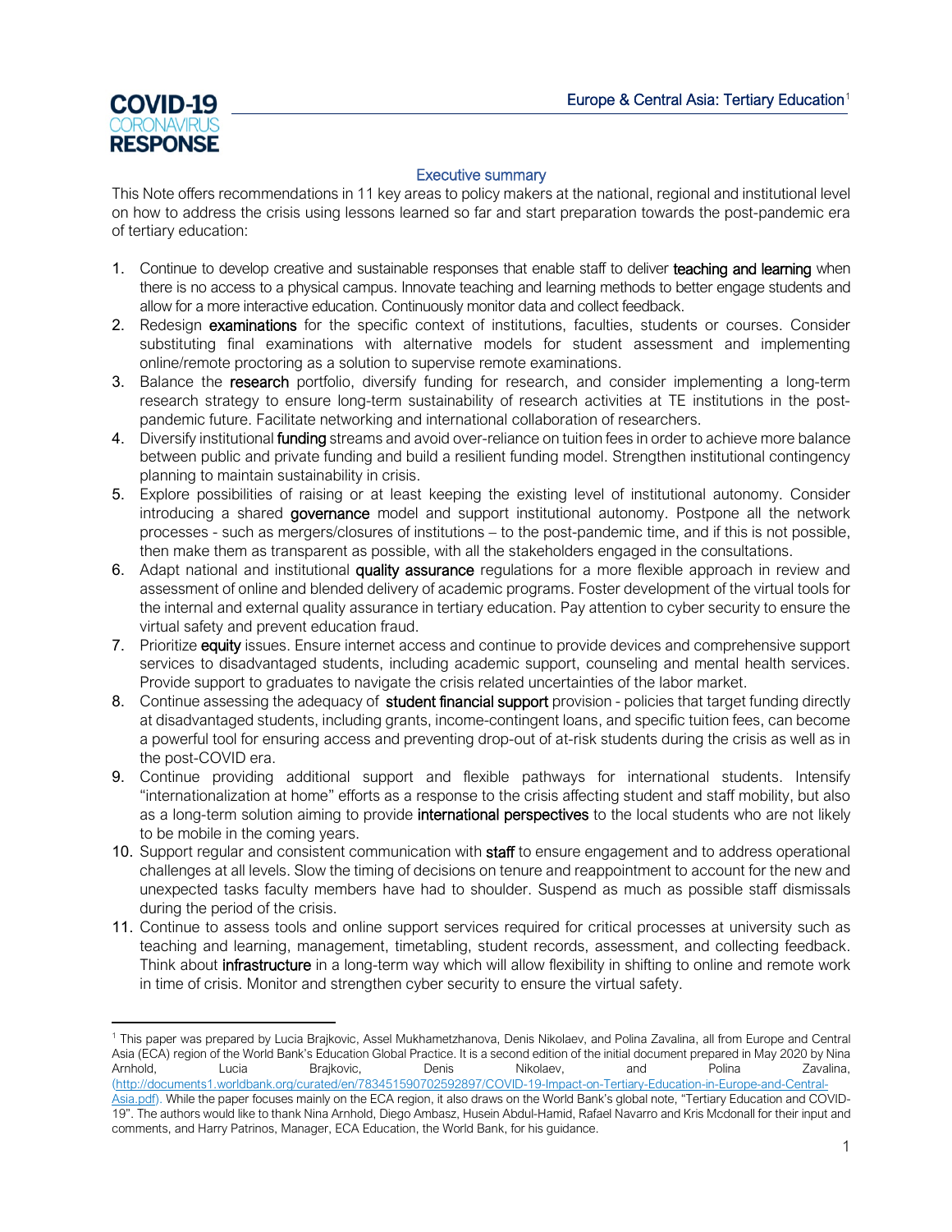# COVID-19 CORONAVIRUS RESPONSE

Europe & Central Asia: Tertiary Education[1]

## Executive summary

This Note offers recommendations in 11 key areas to policy makers at the national, regional and institutional level on how to address the crisis using lessons learned so far and start preparation towards the post-pandemic era of tertiary education:

1. Continue to develop creative and sustainable responses that enable staff to deliver **teaching and learning** when there is no access to a physical campus. Innovate teaching and learning methods to better engage students and allow for a more interactive education. Continuously monitor data and collect feedback.
2. Redesign **examinations** for the specific context of institutions, faculties, students or courses. Consider substituting final examinations with alternative models for student assessment and implementing online/remote proctoring as a solution to supervise remote examinations.
3. Balance the **research** portfolio, diversify funding for research, and consider implementing a long-term research strategy to ensure long-term sustainability of research activities at TE institutions in the post-pandemic future. Facilitate networking and international collaboration of researchers.
4. Diversify institutional **funding** streams and avoid over-reliance on tuition fees in order to achieve more balance between public and private funding and build a resilient funding model. Strengthen institutional contingency planning to maintain sustainability in crisis.
5. Explore possibilities of raising or at least keeping the existing level of institutional autonomy. Consider introducing a shared **governance** model and support institutional autonomy. Postpone all the network processes - such as mergers/closures of institutions – to the post-pandemic time, and if this is not possible, then make them as transparent as possible, with all the stakeholders engaged in the consultations.
6. Adapt national and institutional **quality assurance** regulations for a more flexible approach in review and assessment of online and blended delivery of academic programs. Foster development of the virtual tools for the internal and external quality assurance in tertiary education. Pay attention to cyber security to ensure the virtual safety and prevent education fraud.
7. Prioritize **equity** issues. Ensure internet access and continue to provide devices and comprehensive support services to disadvantaged students, including academic support, counseling and mental health services. Provide support to graduates to navigate the crisis related uncertainties of the labor market.
8. Continue assessing the adequacy of **student financial support** provision - policies that target funding directly at disadvantaged students, including grants, income-contingent loans, and specific tuition fees, can become a powerful tool for ensuring access and preventing drop-out of at-risk students during the crisis as well as in the post-COVID era.
9. Continue providing additional support and flexible pathways for international students. Intensify "internationalization at home" efforts as a response to the crisis affecting student and staff mobility, but also as a long-term solution aiming to provide **international perspectives** to the local students who are not likely to be mobile in the coming years.
10. Support regular and consistent communication with **staff** to ensure engagement and to address operational challenges at all levels. Slow the timing of decisions on tenure and reappointment to account for the new and unexpected tasks faculty members have had to shoulder. Suspend as much as possible staff dismissals during the period of the crisis.
11. Continue to assess tools and online support services required for critical processes at university such as teaching and learning, management, timetabling, student records, assessment, and collecting feedback. Think about **infrastructure** in a long-term way which will allow flexibility in shifting to online and remote work in time of crisis. Monitor and strengthen cyber security to ensure the virtual safety.

---

[1] This paper was prepared by Lucia Brajkovic, Assel Mukhametzhanova, Denis Nikolaev, and Polina Zavalina, all from Europe and Central Asia (ECA) region of the World Bank's Education Global Practice. It is a second edition of the initial document prepared in May 2020 by Nina Arnhold, Lucia Brajkovic, Denis Nikolaev, and Polina Zavalina, (http://documents1.worldbank.org/curated/en/783451590702592897/COVID-19-Impact-on-Tertiary-Education-in-Europe-and-Central-Asia.pdf). While the paper focuses mainly on the ECA region, it also draws on the World Bank's global note, "Tertiary Education and COVID-19". The authors would like to thank Nina Arnhold, Diego Ambasz, Husein Abdul-Hamid, Rafael Navarro and Kris Mcdonall for their input and comments, and Harry Patrinos, Manager, ECA Education, the World Bank, for his guidance.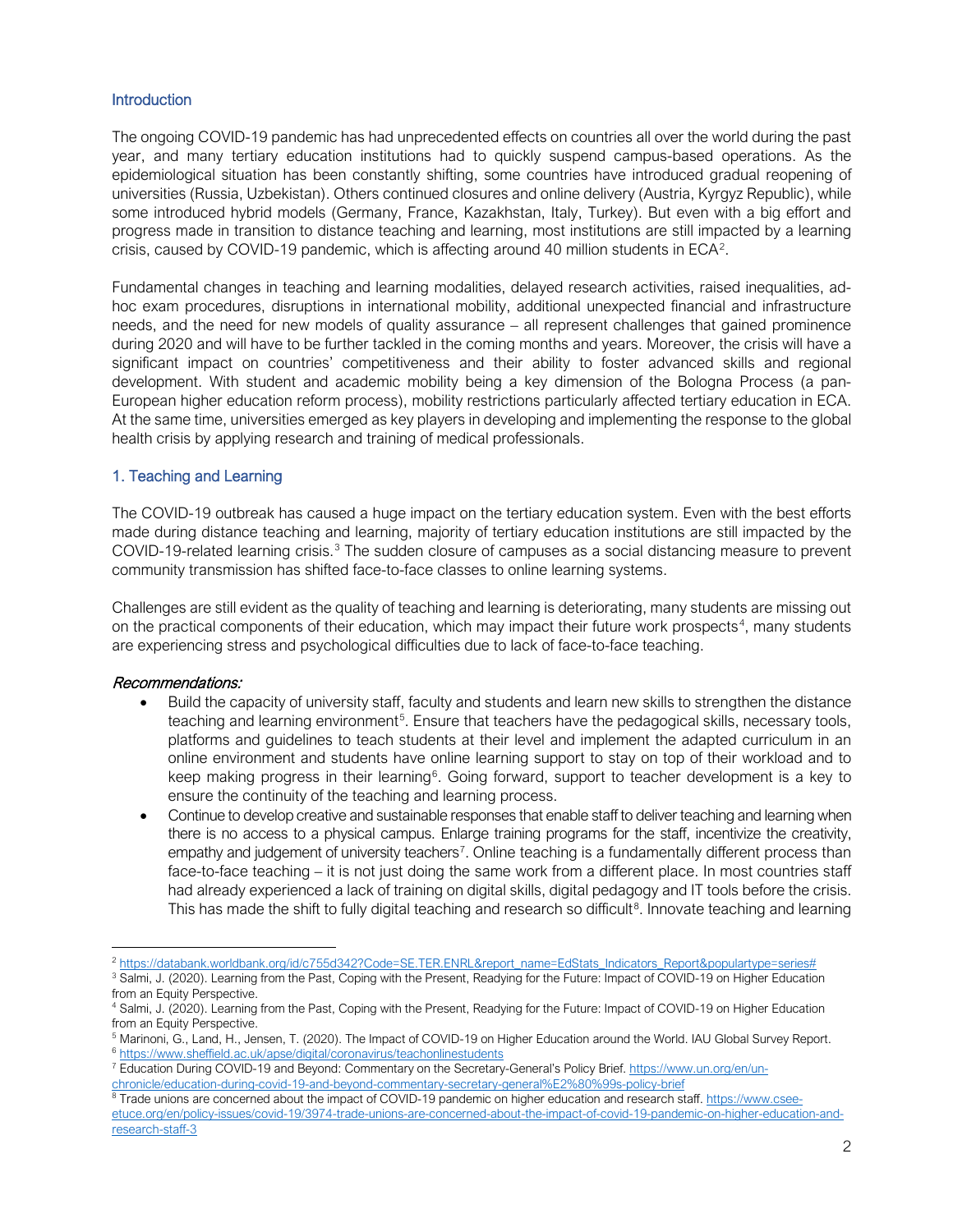## Introduction

The ongoing COVID-19 pandemic has had unprecedented effects on countries all over the world during the past year, and many tertiary education institutions had to quickly suspend campus-based operations. As the epidemiological situation has been constantly shifting, some countries have introduced gradual reopening of universities (Russia, Uzbekistan). Others continued closures and online delivery (Austria, Kyrgyz Republic), while some introduced hybrid models (Germany, France, Kazakhstan, Italy, Turkey). But even with a big effort and progress made in transition to distance teaching and learning, most institutions are still impacted by a learning crisis, caused by COVID-19 pandemic, which is affecting around 40 million students in ECA[2].

Fundamental changes in teaching and learning modalities, delayed research activities, raised inequalities, ad-hoc exam procedures, disruptions in international mobility, additional unexpected financial and infrastructure needs, and the need for new models of quality assurance – all represent challenges that gained prominence during 2020 and will have to be further tackled in the coming months and years. Moreover, the crisis will have a significant impact on countries' competitiveness and their ability to foster advanced skills and regional development. With student and academic mobility being a key dimension of the Bologna Process (a pan-European higher education reform process), mobility restrictions particularly affected tertiary education in ECA. At the same time, universities emerged as key players in developing and implementing the response to the global health crisis by applying research and training of medical professionals.

## 1. Teaching and Learning

The COVID-19 outbreak has caused a huge impact on the tertiary education system. Even with the best efforts made during distance teaching and learning, majority of tertiary education institutions are still impacted by the COVID-19-related learning crisis.[3] The sudden closure of campuses as a social distancing measure to prevent community transmission has shifted face-to-face classes to online learning systems.

Challenges are still evident as the quality of teaching and learning is deteriorating, many students are missing out on the practical components of their education, which may impact their future work prospects[4], many students are experiencing stress and psychological difficulties due to lack of face-to-face teaching.

***Recommendations:***

- Build the capacity of university staff, faculty and students and learn new skills to strengthen the distance teaching and learning environment[5]. Ensure that teachers have the pedagogical skills, necessary tools, platforms and guidelines to teach students at their level and implement the adapted curriculum in an online environment and students have online learning support to stay on top of their workload and to keep making progress in their learning[6]. Going forward, support to teacher development is a key to ensure the continuity of the teaching and learning process.
- Continue to develop creative and sustainable responses that enable staff to deliver teaching and learning when there is no access to a physical campus. Enlarge training programs for the staff, incentivize the creativity, empathy and judgement of university teachers[7]. Online teaching is a fundamentally different process than face-to-face teaching – it is not just doing the same work from a different place. In most countries staff had already experienced a lack of training on digital skills, digital pedagogy and IT tools before the crisis. This has made the shift to fully digital teaching and research so difficult[8]. Innovate teaching and learning

---

[2] https://databank.worldbank.org/id/c755d342?Code=SE.TER.ENRL&report_name=EdStats_Indicators_Report&populartype=series#

[3] Salmi, J. (2020). Learning from the Past, Coping with the Present, Readying for the Future: Impact of COVID-19 on Higher Education from an Equity Perspective.

[4] Salmi, J. (2020). Learning from the Past, Coping with the Present, Readying for the Future: Impact of COVID-19 on Higher Education from an Equity Perspective.

[5] Marinoni, G., Land, H., Jensen, T. (2020). The Impact of COVID-19 on Higher Education around the World. IAU Global Survey Report.

[6] https://www.sheffield.ac.uk/apse/digital/coronavirus/teachonlinestudents

[7] Education During COVID-19 and Beyond: Commentary on the Secretary-General's Policy Brief. https://www.un.org/en/un-chronicle/education-during-covid-19-and-beyond-commentary-secretary-general%E2%80%99s-policy-brief

[8] Trade unions are concerned about the impact of COVID-19 pandemic on higher education and research staff. https://www.csee-etuce.org/en/policy-issues/covid-19/3974-trade-unions-are-concerned-about-the-impact-of-covid-19-pandemic-on-higher-education-and-research-staff-3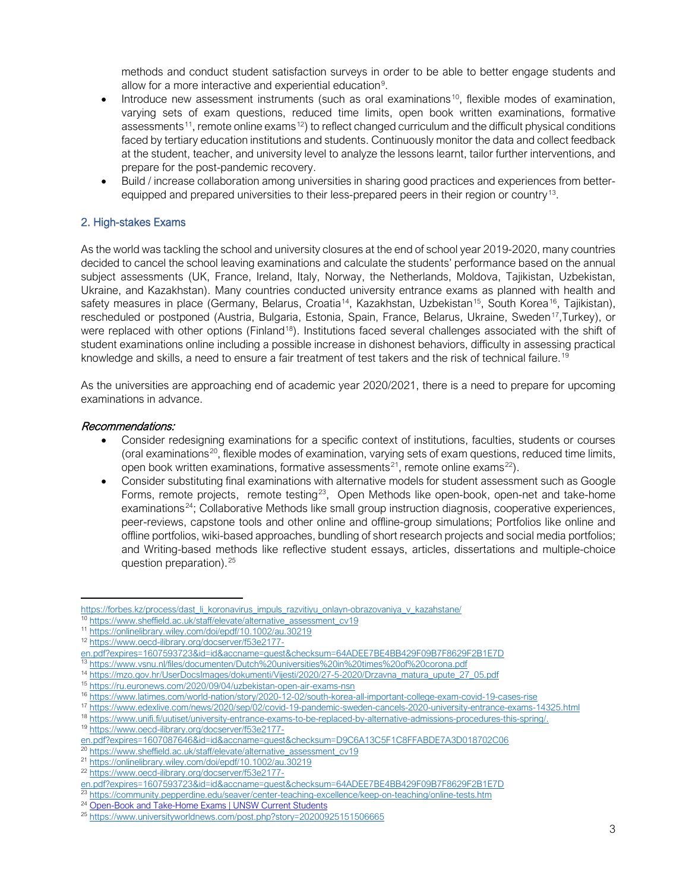methods and conduct student satisfaction surveys in order to be able to better engage students and allow for a more interactive and experiential education[9].

- Introduce new assessment instruments (such as oral examinations[10], flexible modes of examination, varying sets of exam questions, reduced time limits, open book written examinations, formative assessments[11], remote online exams[12]) to reflect changed curriculum and the difficult physical conditions faced by tertiary education institutions and students. Continuously monitor the data and collect feedback at the student, teacher, and university level to analyze the lessons learnt, tailor further interventions, and prepare for the post-pandemic recovery.
- Build / increase collaboration among universities in sharing good practices and experiences from better-equipped and prepared universities to their less-prepared peers in their region or country[13].

## 2. High-stakes Exams

As the world was tackling the school and university closures at the end of school year 2019-2020, many countries decided to cancel the school leaving examinations and calculate the students' performance based on the annual subject assessments (UK, France, Ireland, Italy, Norway, the Netherlands, Moldova, Tajikistan, Uzbekistan, Ukraine, and Kazakhstan). Many countries conducted university entrance exams as planned with health and safety measures in place (Germany, Belarus, Croatia[14], Kazakhstan, Uzbekistan[15], South Korea[16], Tajikistan), rescheduled or postponed (Austria, Bulgaria, Estonia, Spain, France, Belarus, Ukraine, Sweden[17], Turkey), or were replaced with other options (Finland[18]). Institutions faced several challenges associated with the shift of student examinations online including a possible increase in dishonest behaviors, difficulty in assessing practical knowledge and skills, a need to ensure a fair treatment of test takers and the risk of technical failure.[19]

As the universities are approaching end of academic year 2020/2021, there is a need to prepare for upcoming examinations in advance.

### *Recommendations:*

- Consider redesigning examinations for a specific context of institutions, faculties, students or courses (oral examinations[20], flexible modes of examination, varying sets of exam questions, reduced time limits, open book written examinations, formative assessments[21], remote online exams[22]).
- Consider substituting final examinations with alternative models for student assessment such as Google Forms, remote projects, remote testing[23], Open Methods like open-book, open-net and take-home examinations[24]; Collaborative Methods like small group instruction diagnosis, cooperative experiences, peer-reviews, capstone tools and other online and offline-group simulations; Portfolios like online and offline portfolios, wiki-based approaches, bundling of short research projects and social media portfolios; and Writing-based methods like reflective student essays, articles, dissertations and multiple-choice question preparation).[25]

---

https://forbes.kz/process/dast_li_koronavirus_impuls_razvitiyu_onlayn-obrazovaniya_v_kazahstane/

[10] https://www.sheffield.ac.uk/staff/elevate/alternative_assessment_cv19

[11] https://onlinelibrary.wiley.com/doi/epdf/10.1002/au.30219

[12] https://www.oecd-ilibrary.org/docserver/f53e2177-en.pdf?expires=1607593723&id=id&accname=guest&checksum=64ADEE7BE4BB429F09B7F8629F2B1E7D

[13] https://www.vsnu.nl/files/documenten/Dutch%20universities%20in%20times%20of%20corona.pdf

[14] https://mzo.gov.hr/UserDocsImages/dokumenti/Vijesti/2020/27-5-2020/Drzavna_matura_upute_27_05.pdf

[15] https://ru.euronews.com/2020/09/04/uzbekistan-open-air-exams-nsn

[16] https://www.latimes.com/world-nation/story/2020-12-02/south-korea-all-important-college-exam-covid-19-cases-rise

[17] https://www.edexlive.com/news/2020/sep/02/covid-19-pandemic-sweden-cancels-2020-university-entrance-exams-14325.html

[18] https://www.unifi.fi/uutiset/university-entrance-exams-to-be-replaced-by-alternative-admissions-procedures-this-spring/.

[19] https://www.oecd-ilibrary.org/docserver/f53e2177-en.pdf?expires=1607087646&id=id&accname=guest&checksum=D9C6A13C5F1C8FFABDE7A3D018702C06

[20] https://www.sheffield.ac.uk/staff/elevate/alternative_assessment_cv19

[21] https://onlinelibrary.wiley.com/doi/epdf/10.1002/au.30219

[22] https://www.oecd-ilibrary.org/docserver/f53e2177-en.pdf?expires=1607593723&id=id&accname=guest&checksum=64ADEE7BE4BB429F09B7F8629F2B1E7D

[23] https://community.pepperdine.edu/seaver/center-teaching-excellence/keep-on-teaching/online-tests.htm

[24] Open-Book and Take-Home Exams | UNSW Current Students

[25] https://www.universityworldnews.com/post.php?story=20200925151506665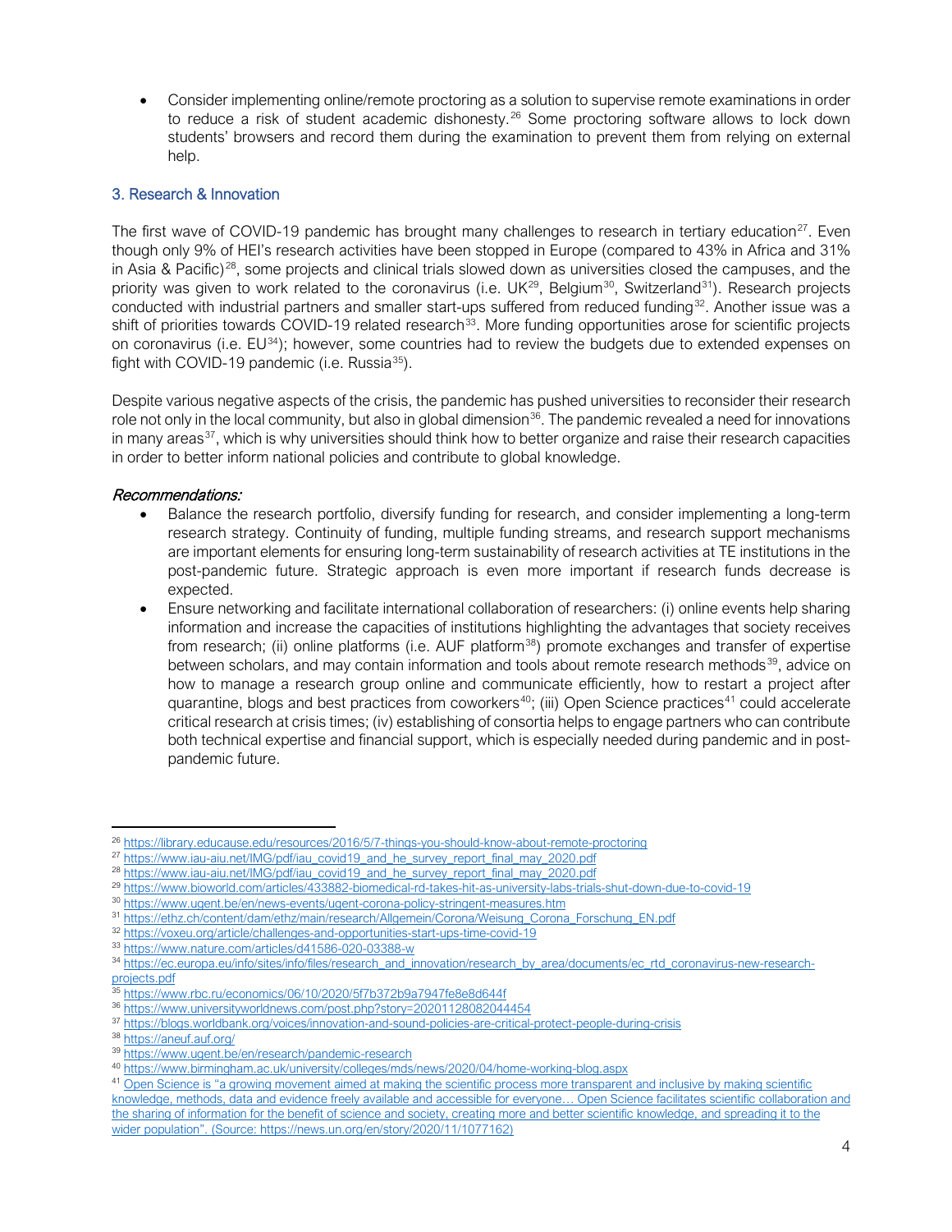- Consider implementing online/remote proctoring as a solution to supervise remote examinations in order to reduce a risk of student academic dishonesty.[26] Some proctoring software allows to lock down students' browsers and record them during the examination to prevent them from relying on external help.

### 3. Research & Innovation

The first wave of COVID-19 pandemic has brought many challenges to research in tertiary education[27]. Even though only 9% of HEI's research activities have been stopped in Europe (compared to 43% in Africa and 31% in Asia & Pacific)[28], some projects and clinical trials slowed down as universities closed the campuses, and the priority was given to work related to the coronavirus (i.e. UK[29], Belgium[30], Switzerland[31]). Research projects conducted with industrial partners and smaller start-ups suffered from reduced funding[32]. Another issue was a shift of priorities towards COVID-19 related research[33]. More funding opportunities arose for scientific projects on coronavirus (i.e. EU[34]); however, some countries had to review the budgets due to extended expenses on fight with COVID-19 pandemic (i.e. Russia[35]).

Despite various negative aspects of the crisis, the pandemic has pushed universities to reconsider their research role not only in the local community, but also in global dimension[36]. The pandemic revealed a need for innovations in many areas[37], which is why universities should think how to better organize and raise their research capacities in order to better inform national policies and contribute to global knowledge.

*Recommendations:*

- Balance the research portfolio, diversify funding for research, and consider implementing a long-term research strategy. Continuity of funding, multiple funding streams, and research support mechanisms are important elements for ensuring long-term sustainability of research activities at TE institutions in the post-pandemic future. Strategic approach is even more important if research funds decrease is expected.
- Ensure networking and facilitate international collaboration of researchers: (i) online events help sharing information and increase the capacities of institutions highlighting the advantages that society receives from research; (ii) online platforms (i.e. AUF platform[38]) promote exchanges and transfer of expertise between scholars, and may contain information and tools about remote research methods[39], advice on how to manage a research group online and communicate efficiently, how to restart a project after quarantine, blogs and best practices from coworkers[40]; (iii) Open Science practices[41] could accelerate critical research at crisis times; (iv) establishing of consortia helps to engage partners who can contribute both technical expertise and financial support, which is especially needed during pandemic and in post-pandemic future.

---

[26] https://library.educause.edu/resources/2016/5/7-things-you-should-know-about-remote-proctoring
[27] https://www.iau-aiu.net/IMG/pdf/iau_covid19_and_he_survey_report_final_may_2020.pdf
[28] https://www.iau-aiu.net/IMG/pdf/iau_covid19_and_he_survey_report_final_may_2020.pdf
[29] https://www.bioworld.com/articles/433882-biomedical-rd-takes-hit-as-university-labs-trials-shut-down-due-to-covid-19
[30] https://www.ugent.be/en/news-events/ugent-corona-policy-stringent-measures.htm
[31] https://ethz.ch/content/dam/ethz/main/research/Allgemein/Corona/Weisung_Corona_Forschung_EN.pdf
[32] https://voxeu.org/article/challenges-and-opportunities-start-ups-time-covid-19
[33] https://www.nature.com/articles/d41586-020-03388-w
[34] https://ec.europa.eu/info/sites/info/files/research_and_innovation/research_by_area/documents/ec_rtd_coronavirus-new-research-projects.pdf
[35] https://www.rbc.ru/economics/06/10/2020/5f7b372b9a7947fe8e8d644f
[36] https://www.universityworldnews.com/post.php?story=20201128082044454
[37] https://blogs.worldbank.org/voices/innovation-and-sound-policies-are-critical-protect-people-during-crisis
[38] https://aneuf.auf.org/
[39] https://www.ugent.be/en/research/pandemic-research
[40] https://www.birmingham.ac.uk/university/colleges/mds/news/2020/04/home-working-blog.aspx
[41] Open Science is "a growing movement aimed at making the scientific process more transparent and inclusive by making scientific knowledge, methods, data and evidence freely available and accessible for everyone… Open Science facilitates scientific collaboration and the sharing of information for the benefit of science and society, creating more and better scientific knowledge, and spreading it to the wider population". (Source: https://news.un.org/en/story/2020/11/1077162)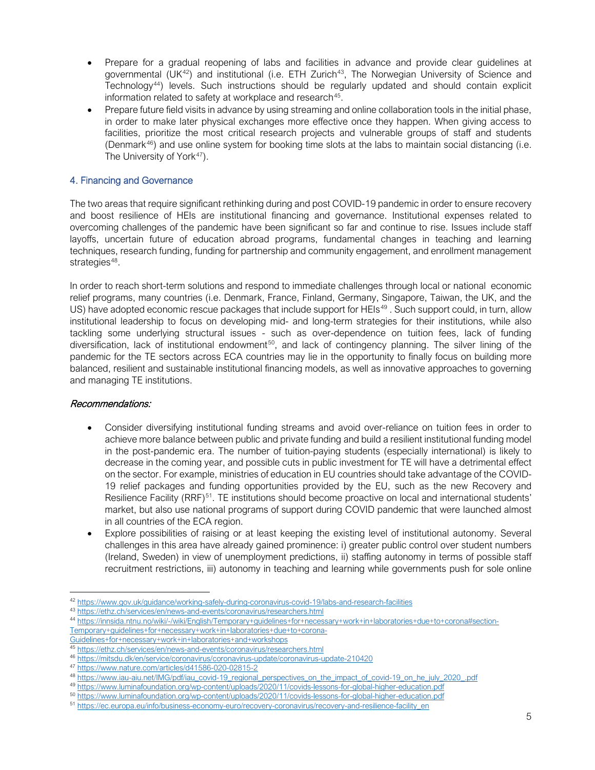- Prepare for a gradual reopening of labs and facilities in advance and provide clear guidelines at governmental (UK[42]) and institutional (i.e. ETH Zurich[43], The Norwegian University of Science and Technology[44]) levels. Such instructions should be regularly updated and should contain explicit information related to safety at workplace and research[45].
- Prepare future field visits in advance by using streaming and online collaboration tools in the initial phase, in order to make later physical exchanges more effective once they happen. When giving access to facilities, prioritize the most critical research projects and vulnerable groups of staff and students (Denmark[46]) and use online system for booking time slots at the labs to maintain social distancing (i.e. The University of York[47]).

## 4. Financing and Governance

The two areas that require significant rethinking during and post COVID-19 pandemic in order to ensure recovery and boost resilience of HEIs are institutional financing and governance. Institutional expenses related to overcoming challenges of the pandemic have been significant so far and continue to rise. Issues include staff layoffs, uncertain future of education abroad programs, fundamental changes in teaching and learning techniques, research funding, funding for partnership and community engagement, and enrollment management strategies[48].

In order to reach short-term solutions and respond to immediate challenges through local or national economic relief programs, many countries (i.e. Denmark, France, Finland, Germany, Singapore, Taiwan, the UK, and the US) have adopted economic rescue packages that include support for HEIs[49]. Such support could, in turn, allow institutional leadership to focus on developing mid- and long-term strategies for their institutions, while also tackling some underlying structural issues - such as over-dependence on tuition fees, lack of funding diversification, lack of institutional endowment[50], and lack of contingency planning. The silver lining of the pandemic for the TE sectors across ECA countries may lie in the opportunity to finally focus on building more balanced, resilient and sustainable institutional financing models, as well as innovative approaches to governing and managing TE institutions.

*Recommendations:*

- Consider diversifying institutional funding streams and avoid over-reliance on tuition fees in order to achieve more balance between public and private funding and build a resilient institutional funding model in the post-pandemic era. The number of tuition-paying students (especially international) is likely to decrease in the coming year, and possible cuts in public investment for TE will have a detrimental effect on the sector. For example, ministries of education in EU countries should take advantage of the COVID-19 relief packages and funding opportunities provided by the EU, such as the new Recovery and Resilience Facility (RRF)[51]. TE institutions should become proactive on local and international students' market, but also use national programs of support during COVID pandemic that were launched almost in all countries of the ECA region.
- Explore possibilities of raising or at least keeping the existing level of institutional autonomy. Several challenges in this area have already gained prominence: i) greater public control over student numbers (Ireland, Sweden) in view of unemployment predictions, ii) staffing autonomy in terms of possible staff recruitment restrictions, iii) autonomy in teaching and learning while governments push for sole online

---

[42] https://www.gov.uk/guidance/working-safely-during-coronavirus-covid-19/labs-and-research-facilities

[43] https://ethz.ch/services/en/news-and-events/coronavirus/researchers.html

[44] https://innsida.ntnu.no/wiki/-/wiki/English/Temporary+guidelines+for+necessary+work+in+laboratories+due+to+corona#section-Temporary+guidelines+for+necessary+work+in+laboratories+due+to+corona-Guidelines+for+necessary+work+in+laboratories+and+workshops

[45] https://ethz.ch/services/en/news-and-events/coronavirus/researchers.html

[46] https://mitsdu.dk/en/service/coronavirus/coronavirus-update/coronavirus-update-210420

[47] https://www.nature.com/articles/d41586-020-02815-2

[48] https://www.iau-aiu.net/IMG/pdf/iau_covid-19_regional_perspectives_on_the_impact_of_covid-19_on_he_july_2020_.pdf

[49] https://www.luminafoundation.org/wp-content/uploads/2020/11/covids-lessons-for-global-higher-education.pdf

[50] https://www.luminafoundation.org/wp-content/uploads/2020/11/covids-lessons-for-global-higher-education.pdf

[51] https://ec.europa.eu/info/business-economy-euro/recovery-coronavirus/recovery-and-resilience-facility_en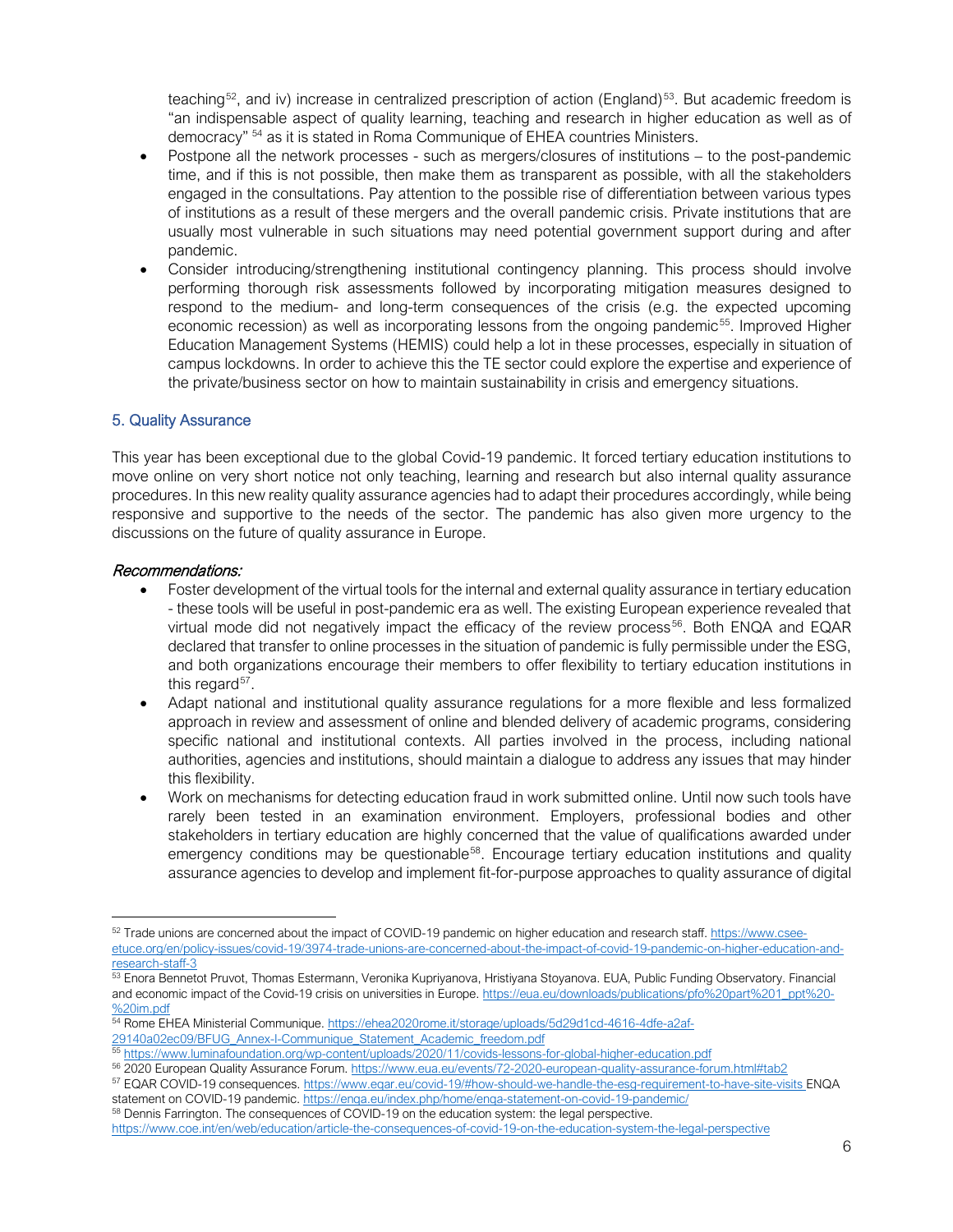teaching[52], and iv) increase in centralized prescription of action (England)[53]. But academic freedom is "an indispensable aspect of quality learning, teaching and research in higher education as well as of democracy" [54] as it is stated in Roma Communique of EHEA countries Ministers.

- Postpone all the network processes - such as mergers/closures of institutions – to the post-pandemic time, and if this is not possible, then make them as transparent as possible, with all the stakeholders engaged in the consultations. Pay attention to the possible rise of differentiation between various types of institutions as a result of these mergers and the overall pandemic crisis. Private institutions that are usually most vulnerable in such situations may need potential government support during and after pandemic.
- Consider introducing/strengthening institutional contingency planning. This process should involve performing thorough risk assessments followed by incorporating mitigation measures designed to respond to the medium- and long-term consequences of the crisis (e.g. the expected upcoming economic recession) as well as incorporating lessons from the ongoing pandemic[55]. Improved Higher Education Management Systems (HEMIS) could help a lot in these processes, especially in situation of campus lockdowns. In order to achieve this the TE sector could explore the expertise and experience of the private/business sector on how to maintain sustainability in crisis and emergency situations.

## 5. Quality Assurance

This year has been exceptional due to the global Covid-19 pandemic. It forced tertiary education institutions to move online on very short notice not only teaching, learning and research but also internal quality assurance procedures. In this new reality quality assurance agencies had to adapt their procedures accordingly, while being responsive and supportive to the needs of the sector. The pandemic has also given more urgency to the discussions on the future of quality assurance in Europe.

***Recommendations:***

- Foster development of the virtual tools for the internal and external quality assurance in tertiary education - these tools will be useful in post-pandemic era as well. The existing European experience revealed that virtual mode did not negatively impact the efficacy of the review process[56]. Both ENQA and EQAR declared that transfer to online processes in the situation of pandemic is fully permissible under the ESG, and both organizations encourage their members to offer flexibility to tertiary education institutions in this regard[57].
- Adapt national and institutional quality assurance regulations for a more flexible and less formalized approach in review and assessment of online and blended delivery of academic programs, considering specific national and institutional contexts. All parties involved in the process, including national authorities, agencies and institutions, should maintain a dialogue to address any issues that may hinder this flexibility.
- Work on mechanisms for detecting education fraud in work submitted online. Until now such tools have rarely been tested in an examination environment. Employers, professional bodies and other stakeholders in tertiary education are highly concerned that the value of qualifications awarded under emergency conditions may be questionable[58]. Encourage tertiary education institutions and quality assurance agencies to develop and implement fit-for-purpose approaches to quality assurance of digital

---

[52] Trade unions are concerned about the impact of COVID-19 pandemic on higher education and research staff. https://www.csee-etuce.org/en/policy-issues/covid-19/3974-trade-unions-are-concerned-about-the-impact-of-covid-19-pandemic-on-higher-education-and-research-staff-3

[53] Enora Bennetot Pruvot, Thomas Estermann, Veronika Kupriyanova, Hristiyana Stoyanova. EUA, Public Funding Observatory. Financial and economic impact of the Covid-19 crisis on universities in Europe. https://eua.eu/downloads/publications/pfo%20part%201_ppt%20-%20im.pdf

[54] Rome EHEA Ministerial Communique. https://ehea2020rome.it/storage/uploads/5d29d1cd-4616-4dfe-a2af-29140a02ec09/BFUG_Annex-I-Communique_Statement_Academic_freedom.pdf

[55] https://www.luminafoundation.org/wp-content/uploads/2020/11/covids-lessons-for-global-higher-education.pdf

[56] 2020 European Quality Assurance Forum. https://www.eua.eu/events/72-2020-european-quality-assurance-forum.html#tab2

[57] EQAR COVID-19 consequences. https://www.eqar.eu/covid-19/#how-should-we-handle-the-esg-requirement-to-have-site-visits ENQA statement on COVID-19 pandemic. https://enqa.eu/index.php/home/enqa-statement-on-covid-19-pandemic/

[58] Dennis Farrington. The consequences of COVID-19 on the education system: the legal perspective. https://www.coe.int/en/web/education/article-the-consequences-of-covid-19-on-the-education-system-the-legal-perspective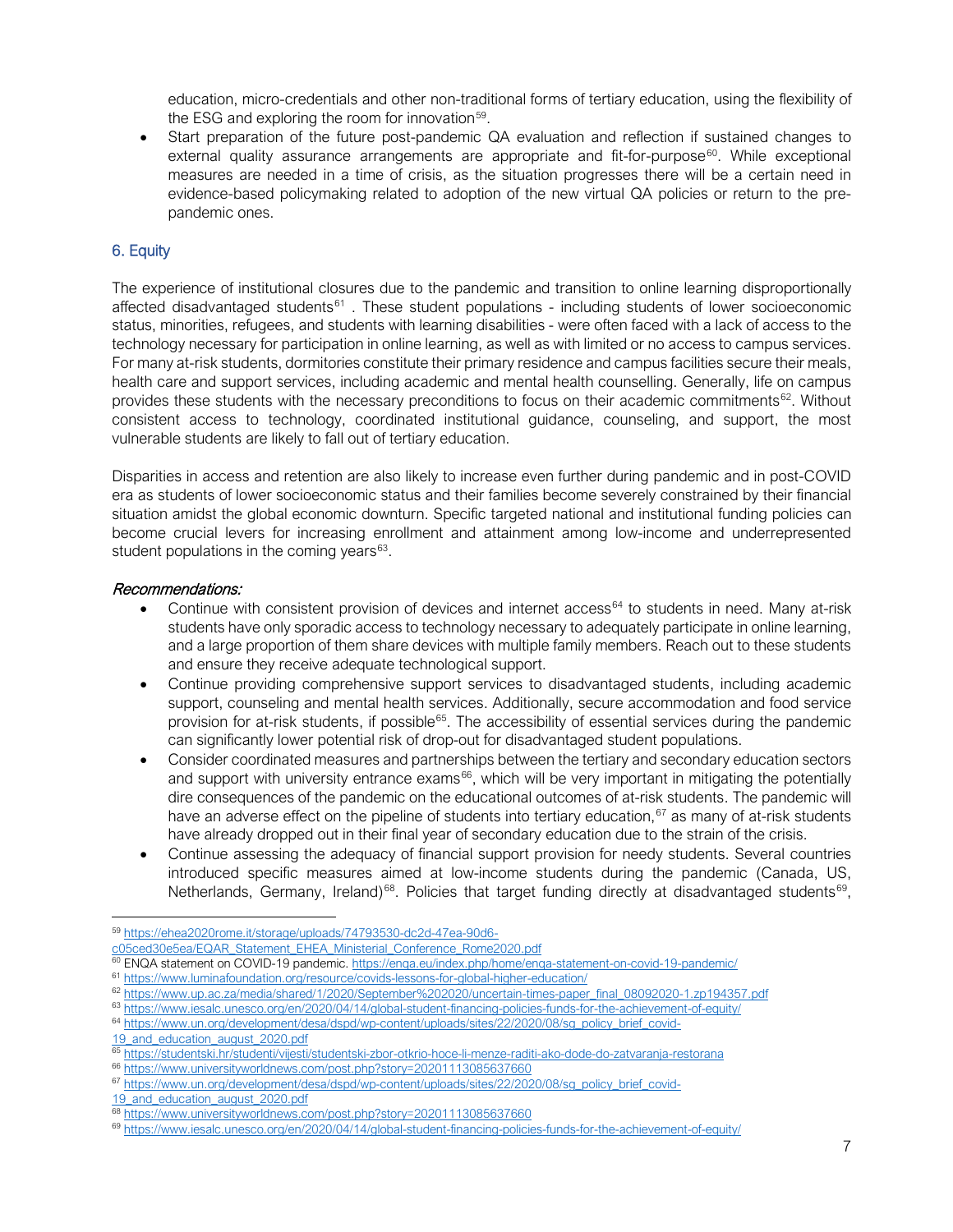education, micro-credentials and other non-traditional forms of tertiary education, using the flexibility of the ESG and exploring the room for innovation[59].

- Start preparation of the future post-pandemic QA evaluation and reflection if sustained changes to external quality assurance arrangements are appropriate and fit-for-purpose[60]. While exceptional measures are needed in a time of crisis, as the situation progresses there will be a certain need in evidence-based policymaking related to adoption of the new virtual QA policies or return to the pre-pandemic ones.

## 6. Equity

The experience of institutional closures due to the pandemic and transition to online learning disproportionally affected disadvantaged students[61] . These student populations - including students of lower socioeconomic status, minorities, refugees, and students with learning disabilities - were often faced with a lack of access to the technology necessary for participation in online learning, as well as with limited or no access to campus services. For many at-risk students, dormitories constitute their primary residence and campus facilities secure their meals, health care and support services, including academic and mental health counselling. Generally, life on campus provides these students with the necessary preconditions to focus on their academic commitments[62]. Without consistent access to technology, coordinated institutional guidance, counseling, and support, the most vulnerable students are likely to fall out of tertiary education.

Disparities in access and retention are also likely to increase even further during pandemic and in post-COVID era as students of lower socioeconomic status and their families become severely constrained by their financial situation amidst the global economic downturn. Specific targeted national and institutional funding policies can become crucial levers for increasing enrollment and attainment among low-income and underrepresented student populations in the coming years[63].

*Recommendations:*

- Continue with consistent provision of devices and internet access[64] to students in need. Many at-risk students have only sporadic access to technology necessary to adequately participate in online learning, and a large proportion of them share devices with multiple family members. Reach out to these students and ensure they receive adequate technological support.
- Continue providing comprehensive support services to disadvantaged students, including academic support, counseling and mental health services. Additionally, secure accommodation and food service provision for at-risk students, if possible[65]. The accessibility of essential services during the pandemic can significantly lower potential risk of drop-out for disadvantaged student populations.
- Consider coordinated measures and partnerships between the tertiary and secondary education sectors and support with university entrance exams[66], which will be very important in mitigating the potentially dire consequences of the pandemic on the educational outcomes of at-risk students. The pandemic will have an adverse effect on the pipeline of students into tertiary education,[67] as many of at-risk students have already dropped out in their final year of secondary education due to the strain of the crisis.
- Continue assessing the adequacy of financial support provision for needy students. Several countries introduced specific measures aimed at low-income students during the pandemic (Canada, US, Netherlands, Germany, Ireland)[68]. Policies that target funding directly at disadvantaged students[69],

---

[59] https://ehea2020rome.it/storage/uploads/74793530-dc2d-47ea-90d6-c05ced30e5ea/EQAR_Statement_EHEA_Ministerial_Conference_Rome2020.pdf

[60] ENQA statement on COVID-19 pandemic. https://enqa.eu/index.php/home/enqa-statement-on-covid-19-pandemic/

[61] https://www.luminafoundation.org/resource/covids-lessons-for-global-higher-education/

[62] https://www.up.ac.za/media/shared/1/2020/September%202020/uncertain-times-paper_final_08092020-1.zp194357.pdf

[63] https://www.iesalc.unesco.org/en/2020/04/14/global-student-financing-policies-funds-for-the-achievement-of-equity/

[64] https://www.un.org/development/desa/dspd/wp-content/uploads/sites/22/2020/08/sg_policy_brief_covid-19_and_education_august_2020.pdf

[65] https://studentski.hr/studenti/vijesti/studentski-zbor-otkrio-hoce-li-menze-raditi-ako-dode-do-zatvaranja-restorana

[66] https://www.universityworldnews.com/post.php?story=20201113085637660

[67] https://www.un.org/development/desa/dspd/wp-content/uploads/sites/22/2020/08/sg_policy_brief_covid-19_and_education_august_2020.pdf

[68] https://www.universityworldnews.com/post.php?story=20201113085637660

[69] https://www.iesalc.unesco.org/en/2020/04/14/global-student-financing-policies-funds-for-the-achievement-of-equity/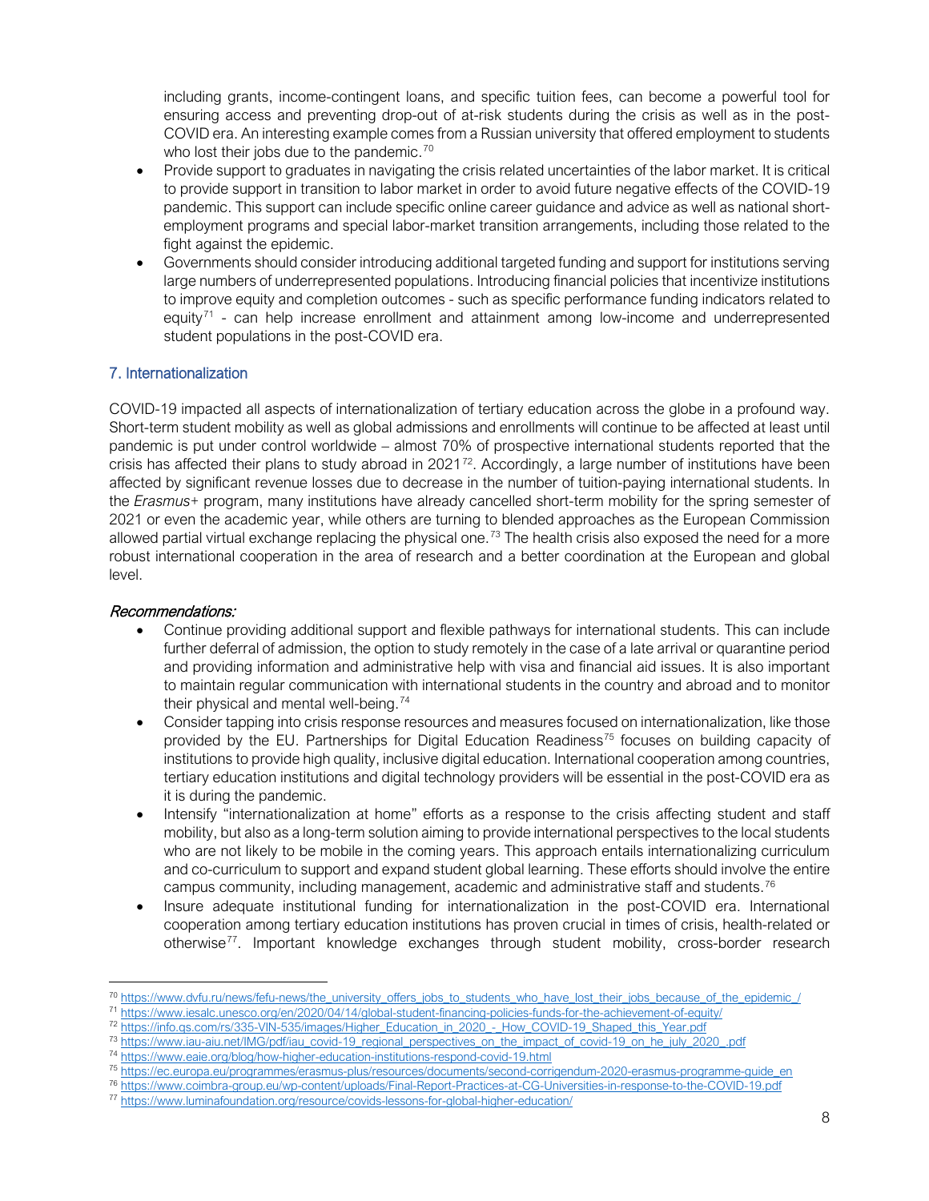including grants, income-contingent loans, and specific tuition fees, can become a powerful tool for ensuring access and preventing drop-out of at-risk students during the crisis as well as in the post-COVID era. An interesting example comes from a Russian university that offered employment to students who lost their jobs due to the pandemic.[70]

- Provide support to graduates in navigating the crisis related uncertainties of the labor market. It is critical to provide support in transition to labor market in order to avoid future negative effects of the COVID-19 pandemic. This support can include specific online career guidance and advice as well as national short-employment programs and special labor-market transition arrangements, including those related to the fight against the epidemic.
- Governments should consider introducing additional targeted funding and support for institutions serving large numbers of underrepresented populations. Introducing financial policies that incentivize institutions to improve equity and completion outcomes - such as specific performance funding indicators related to equity[71] - can help increase enrollment and attainment among low-income and underrepresented student populations in the post-COVID era.

## 7. Internationalization

COVID-19 impacted all aspects of internationalization of tertiary education across the globe in a profound way. Short-term student mobility as well as global admissions and enrollments will continue to be affected at least until pandemic is put under control worldwide – almost 70% of prospective international students reported that the crisis has affected their plans to study abroad in 2021[72]. Accordingly, a large number of institutions have been affected by significant revenue losses due to decrease in the number of tuition-paying international students. In the *Erasmus+* program, many institutions have already cancelled short-term mobility for the spring semester of 2021 or even the academic year, while others are turning to blended approaches as the European Commission allowed partial virtual exchange replacing the physical one.[73] The health crisis also exposed the need for a more robust international cooperation in the area of research and a better coordination at the European and global level.

*Recommendations:*

- Continue providing additional support and flexible pathways for international students. This can include further deferral of admission, the option to study remotely in the case of a late arrival or quarantine period and providing information and administrative help with visa and financial aid issues. It is also important to maintain regular communication with international students in the country and abroad and to monitor their physical and mental well-being.[74]
- Consider tapping into crisis response resources and measures focused on internationalization, like those provided by the EU. Partnerships for Digital Education Readiness[75] focuses on building capacity of institutions to provide high quality, inclusive digital education. International cooperation among countries, tertiary education institutions and digital technology providers will be essential in the post-COVID era as it is during the pandemic.
- Intensify "internationalization at home" efforts as a response to the crisis affecting student and staff mobility, but also as a long-term solution aiming to provide international perspectives to the local students who are not likely to be mobile in the coming years. This approach entails internationalizing curriculum and co-curriculum to support and expand student global learning. These efforts should involve the entire campus community, including management, academic and administrative staff and students.[76]
- Insure adequate institutional funding for internationalization in the post-COVID era. International cooperation among tertiary education institutions has proven crucial in times of crisis, health-related or otherwise[77]. Important knowledge exchanges through student mobility, cross-border research

---

[70] https://www.dvfu.ru/news/fefu-news/the_university_offers_jobs_to_students_who_have_lost_their_jobs_because_of_the_epidemic_/

[71] https://www.iesalc.unesco.org/en/2020/04/14/global-student-financing-policies-funds-for-the-achievement-of-equity/

[72] https://info.qs.com/rs/335-VIN-535/images/Higher_Education_in_2020_-_How_COVID-19_Shaped_this_Year.pdf

[73] https://www.iau-aiu.net/IMG/pdf/iau_covid-19_regional_perspectives_on_the_impact_of_covid-19_on_he_july_2020_.pdf

[74] https://www.eaie.org/blog/how-higher-education-institutions-respond-covid-19.html

[75] https://ec.europa.eu/programmes/erasmus-plus/resources/documents/second-corrigendum-2020-erasmus-programme-guide_en

[76] https://www.coimbra-group.eu/wp-content/uploads/Final-Report-Practices-at-CG-Universities-in-response-to-the-COVID-19.pdf

[77] https://www.luminafoundation.org/resource/covids-lessons-for-global-higher-education/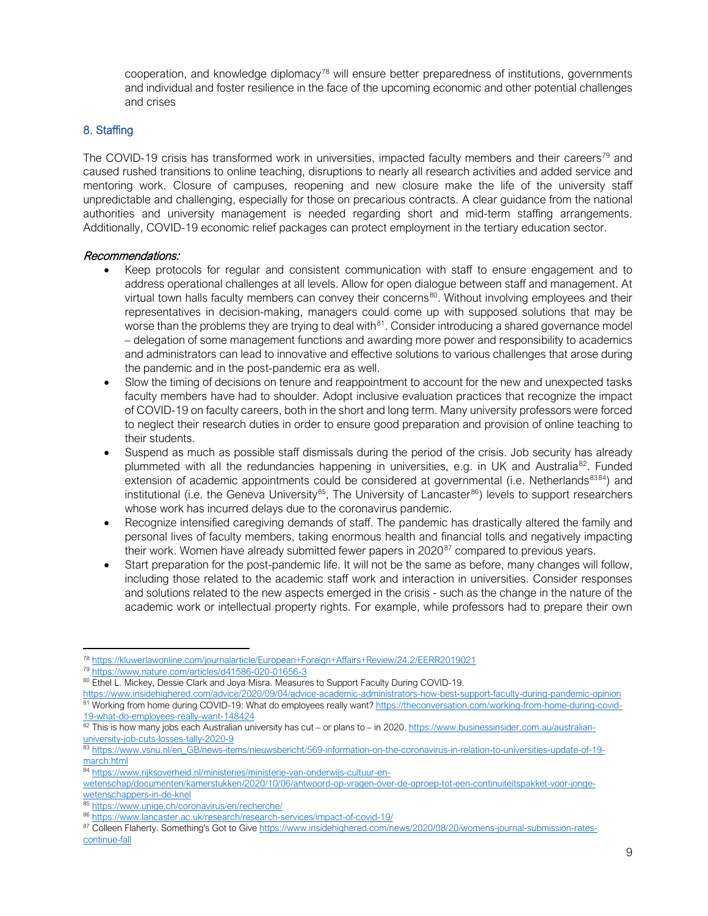cooperation, and knowledge diplomacy[78] will ensure better preparedness of institutions, governments and individual and foster resilience in the face of the upcoming economic and other potential challenges and crises

## 8. Staffing

The COVID-19 crisis has transformed work in universities, impacted faculty members and their careers[79] and caused rushed transitions to online teaching, disruptions to nearly all research activities and added service and mentoring work. Closure of campuses, reopening and new closure make the life of the university staff unpredictable and challenging, especially for those on precarious contracts. A clear guidance from the national authorities and university management is needed regarding short and mid-term staffing arrangements. Additionally, COVID-19 economic relief packages can protect employment in the tertiary education sector.

*Recommendations:*

- Keep protocols for regular and consistent communication with staff to ensure engagement and to address operational challenges at all levels. Allow for open dialogue between staff and management. At virtual town halls faculty members can convey their concerns[80]. Without involving employees and their representatives in decision-making, managers could come up with supposed solutions that may be worse than the problems they are trying to deal with[81]. Consider introducing a shared governance model – delegation of some management functions and awarding more power and responsibility to academics and administrators can lead to innovative and effective solutions to various challenges that arose during the pandemic and in the post-pandemic era as well.
- Slow the timing of decisions on tenure and reappointment to account for the new and unexpected tasks faculty members have had to shoulder. Adopt inclusive evaluation practices that recognize the impact of COVID-19 on faculty careers, both in the short and long term. Many university professors were forced to neglect their research duties in order to ensure good preparation and provision of online teaching to their students.
- Suspend as much as possible staff dismissals during the period of the crisis. Job security has already plummeted with all the redundancies happening in universities, e.g. in UK and Australia[82]. Funded extension of academic appointments could be considered at governmental (i.e. Netherlands[83][84]) and institutional (i.e. the Geneva University[85], The University of Lancaster[86]) levels to support researchers whose work has incurred delays due to the coronavirus pandemic.
- Recognize intensified caregiving demands of staff. The pandemic has drastically altered the family and personal lives of faculty members, taking enormous health and financial tolls and negatively impacting their work. Women have already submitted fewer papers in 2020[87] compared to previous years.
- Start preparation for the post-pandemic life. It will not be the same as before, many changes will follow, including those related to the academic staff work and interaction in universities. Consider responses and solutions related to the new aspects emerged in the crisis - such as the change in the nature of the academic work or intellectual property rights. For example, while professors had to prepare their own

---

[78] https://kluwerlawonline.com/journalarticle/European+Foreign+Affairs+Review/24.2/EERR2019021

[79] https://www.nature.com/articles/d41586-020-01656-3

[80] Ethel L. Mickey, Dessie Clark and Joya Misra. Measures to Support Faculty During COVID-19. https://www.insidehighered.com/advice/2020/09/04/advice-academic-administrators-how-best-support-faculty-during-pandemic-opinion

[81] Working from home during COVID-19: What do employees really want? https://theconversation.com/working-from-home-during-covid-19-what-do-employees-really-want-148424

[82] This is how many jobs each Australian university has cut – or plans to – in 2020. https://www.businessinsider.com.au/australian-university-job-cuts-losses-tally-2020-9

[83] https://www.vsnu.nl/en_GB/news-items/nieuwsbericht/569-information-on-the-coronavirus-in-relation-to-universities-update-of-19-march.html

[84] https://www.rijksoverheid.nl/ministeries/ministerie-van-onderwijs-cultuur-en-wetenschap/documenten/kamerstukken/2020/10/06/antwoord-op-vragen-over-de-oproep-tot-een-continuiteitspakket-voor-jonge-wetenschappers-in-de-knel

[85] https://www.unige.ch/coronavirus/en/recherche/

[86] https://www.lancaster.ac.uk/research/research-services/impact-of-covid-19/

[87] Colleen Flaherty. Something's Got to Give https://www.insidehighered.com/news/2020/08/20/womens-journal-submission-rates-continue-fall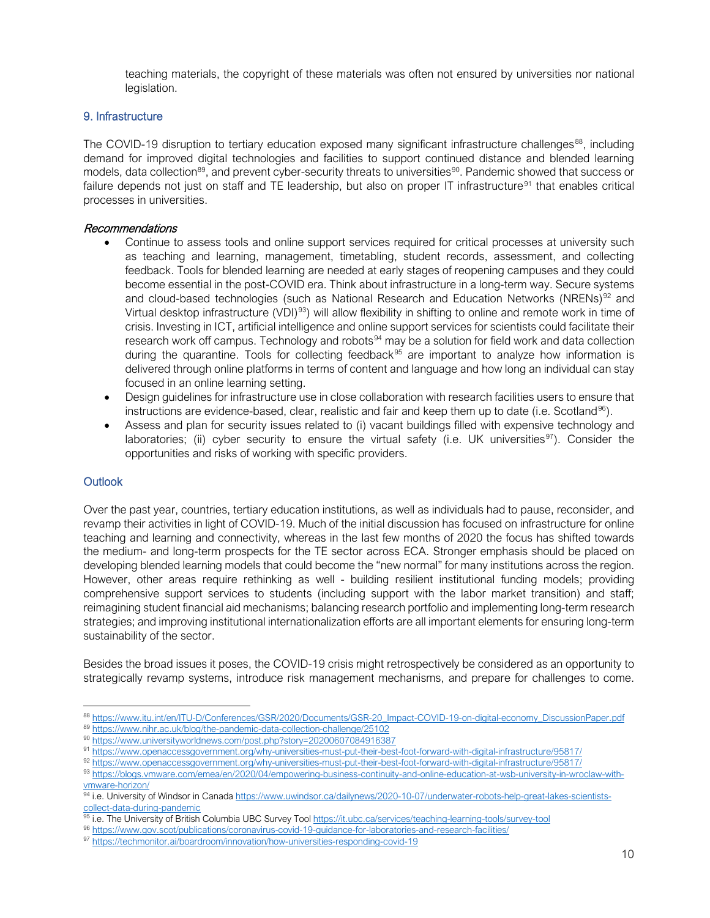teaching materials, the copyright of these materials was often not ensured by universities nor national legislation.

## 9. Infrastructure

The COVID-19 disruption to tertiary education exposed many significant infrastructure challenges[88], including demand for improved digital technologies and facilities to support continued distance and blended learning models, data collection[89], and prevent cyber-security threats to universities[90]. Pandemic showed that success or failure depends not just on staff and TE leadership, but also on proper IT infrastructure[91] that enables critical processes in universities.

### *Recommendations*

- Continue to assess tools and online support services required for critical processes at university such as teaching and learning, management, timetabling, student records, assessment, and collecting feedback. Tools for blended learning are needed at early stages of reopening campuses and they could become essential in the post-COVID era. Think about infrastructure in a long-term way. Secure systems and cloud-based technologies (such as National Research and Education Networks (NRENs)[92] and Virtual desktop infrastructure (VDI)[93]) will allow flexibility in shifting to online and remote work in time of crisis. Investing in ICT, artificial intelligence and online support services for scientists could facilitate their research work off campus. Technology and robots[94] may be a solution for field work and data collection during the quarantine. Tools for collecting feedback[95] are important to analyze how information is delivered through online platforms in terms of content and language and how long an individual can stay focused in an online learning setting.
- Design guidelines for infrastructure use in close collaboration with research facilities users to ensure that instructions are evidence-based, clear, realistic and fair and keep them up to date (i.e. Scotland[96]).
- Assess and plan for security issues related to (i) vacant buildings filled with expensive technology and laboratories; (ii) cyber security to ensure the virtual safety (i.e. UK universities[97]). Consider the opportunities and risks of working with specific providers.

## Outlook

Over the past year, countries, tertiary education institutions, as well as individuals had to pause, reconsider, and revamp their activities in light of COVID-19. Much of the initial discussion has focused on infrastructure for online teaching and learning and connectivity, whereas in the last few months of 2020 the focus has shifted towards the medium- and long-term prospects for the TE sector across ECA. Stronger emphasis should be placed on developing blended learning models that could become the "new normal" for many institutions across the region. However, other areas require rethinking as well - building resilient institutional funding models; providing comprehensive support services to students (including support with the labor market transition) and staff; reimagining student financial aid mechanisms; balancing research portfolio and implementing long-term research strategies; and improving institutional internationalization efforts are all important elements for ensuring long-term sustainability of the sector.

Besides the broad issues it poses, the COVID-19 crisis might retrospectively be considered as an opportunity to strategically revamp systems, introduce risk management mechanisms, and prepare for challenges to come.

---

[88] https://www.itu.int/en/ITU-D/Conferences/GSR/2020/Documents/GSR-20_Impact-COVID-19-on-digital-economy_DiscussionPaper.pdf

[89] https://www.nihr.ac.uk/blog/the-pandemic-data-collection-challenge/25102

[90] https://www.universityworldnews.com/post.php?story=20200607084916387

[91] https://www.openaccessgovernment.org/why-universities-must-put-their-best-foot-forward-with-digital-infrastructure/95817/

[92] https://www.openaccessgovernment.org/why-universities-must-put-their-best-foot-forward-with-digital-infrastructure/95817/

[93] https://blogs.vmware.com/emea/en/2020/04/empowering-business-continuity-and-online-education-at-wsb-university-in-wroclaw-with-vmware-horizon/

[94] i.e. University of Windsor in Canada https://www.uwindsor.ca/dailynews/2020-10-07/underwater-robots-help-great-lakes-scientists-collect-data-during-pandemic

[95] i.e. The University of British Columbia UBC Survey Tool https://it.ubc.ca/services/teaching-learning-tools/survey-tool

[96] https://www.gov.scot/publications/coronavirus-covid-19-guidance-for-laboratories-and-research-facilities/

[97] https://techmonitor.ai/boardroom/innovation/how-universities-responding-covid-19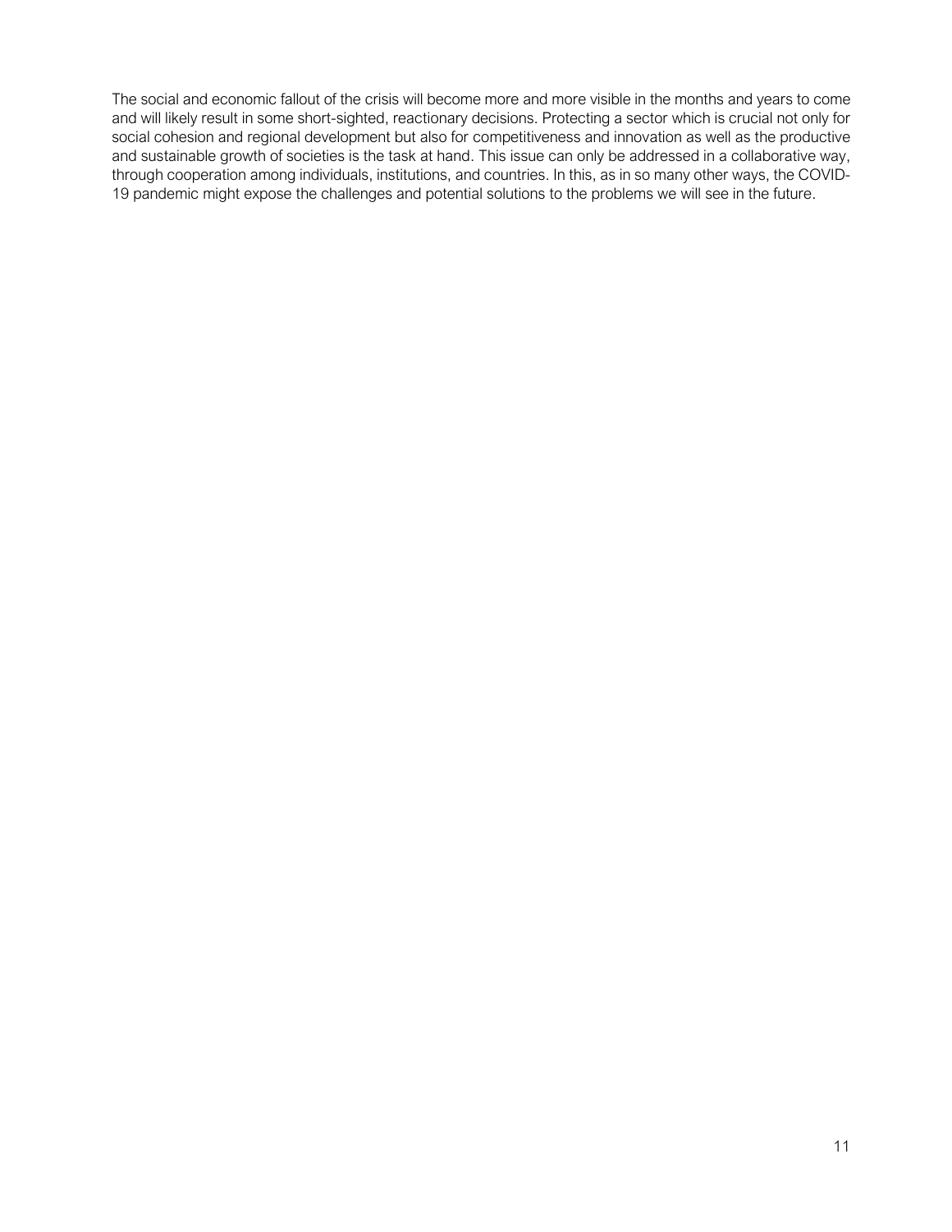The social and economic fallout of the crisis will become more and more visible in the months and years to come and will likely result in some short-sighted, reactionary decisions. Protecting a sector which is crucial not only for social cohesion and regional development but also for competitiveness and innovation as well as the productive and sustainable growth of societies is the task at hand. This issue can only be addressed in a collaborative way, through cooperation among individuals, institutions, and countries. In this, as in so many other ways, the COVID-19 pandemic might expose the challenges and potential solutions to the problems we will see in the future.